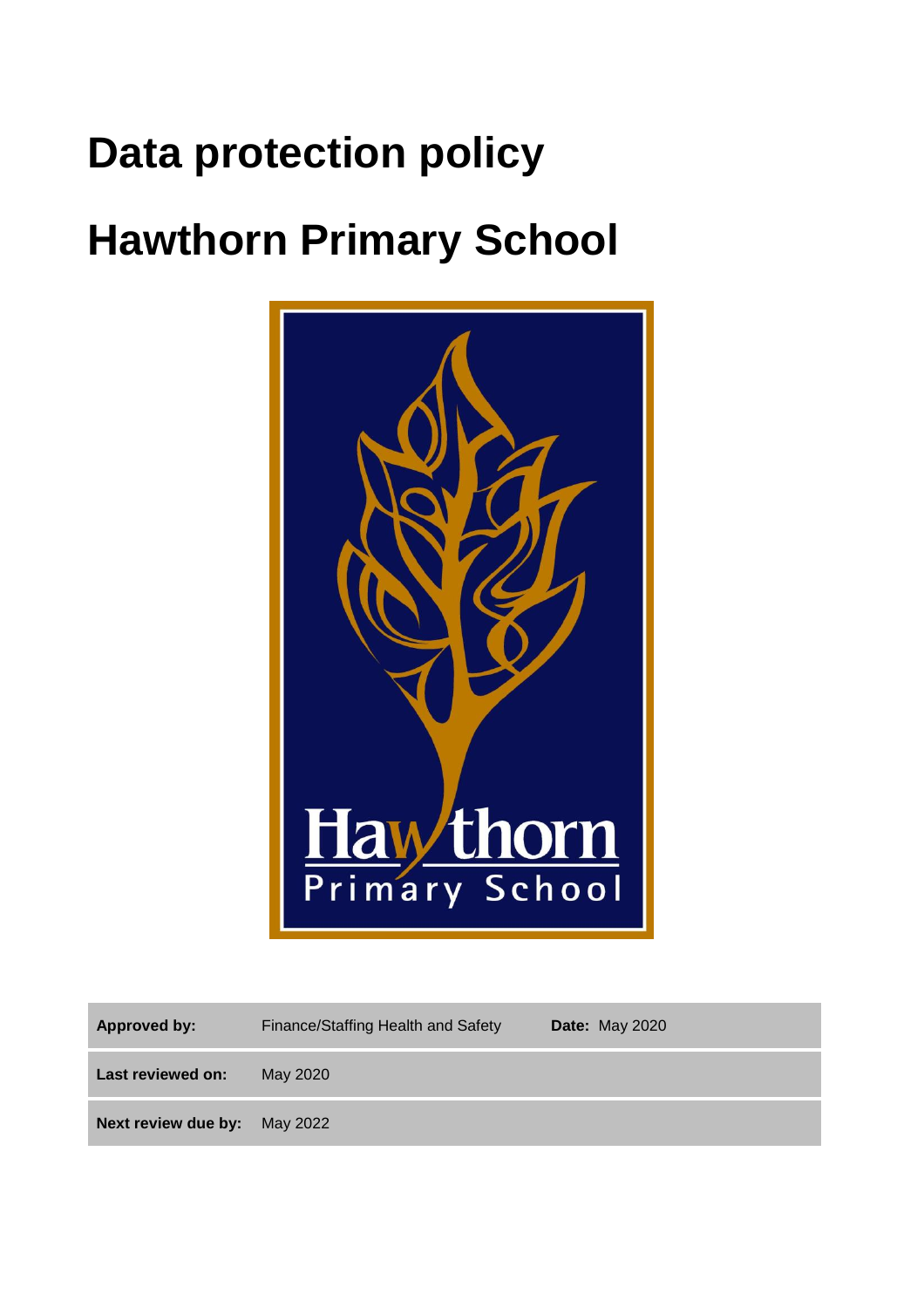# Data protection policy

# Hawthorn Primary School

| Approved by: | Finance/Staffing Health and Safety | Date: May 2020 |
|---|---|---|
| Last reviewed on: | May 2020 | |
| Next review due by: | May 2022 | |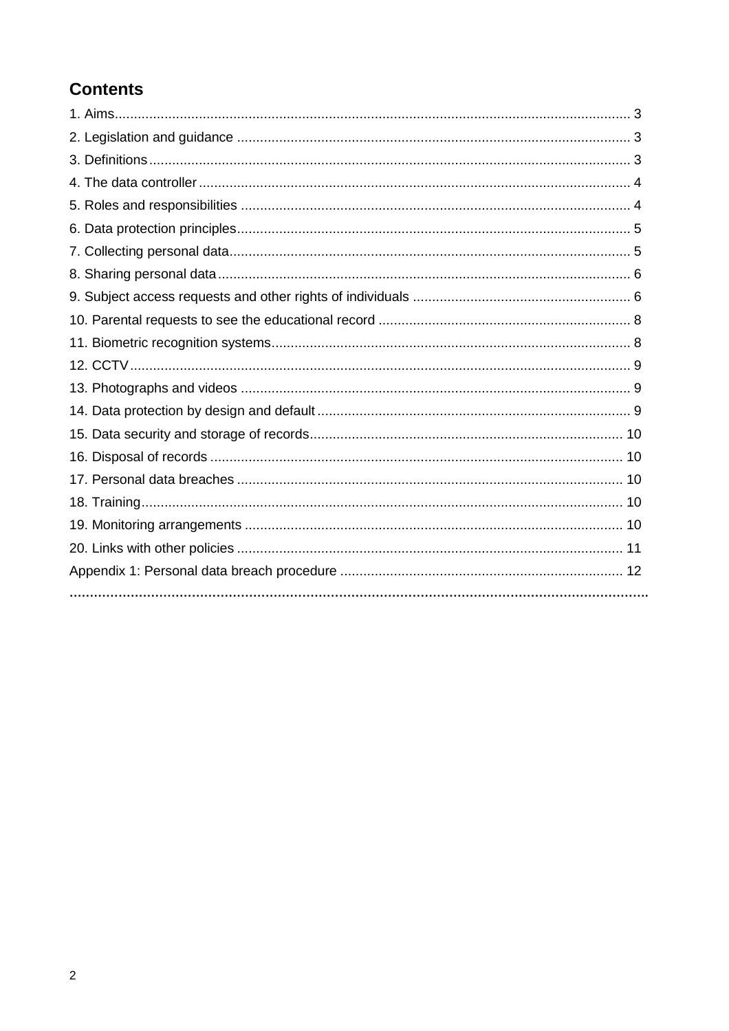## Contents

1. Aims ........ 3
2. Legislation and guidance ........ 3
3. Definitions ........ 3
4. The data controller ........ 4
5. Roles and responsibilities ........ 4
6. Data protection principles ........ 5
7. Collecting personal data ........ 5
8. Sharing personal data ........ 6
9. Subject access requests and other rights of individuals ........ 6
10. Parental requests to see the educational record ........ 8
11. Biometric recognition systems ........ 8
12. CCTV ........ 9
13. Photographs and videos ........ 9
14. Data protection by design and default ........ 9
15. Data security and storage of records ........ 10
16. Disposal of records ........ 10
17. Personal data breaches ........ 10
18. Training ........ 10
19. Monitoring arrangements ........ 10
20. Links with other policies ........ 11

Appendix 1: Personal data breach procedure ........ 12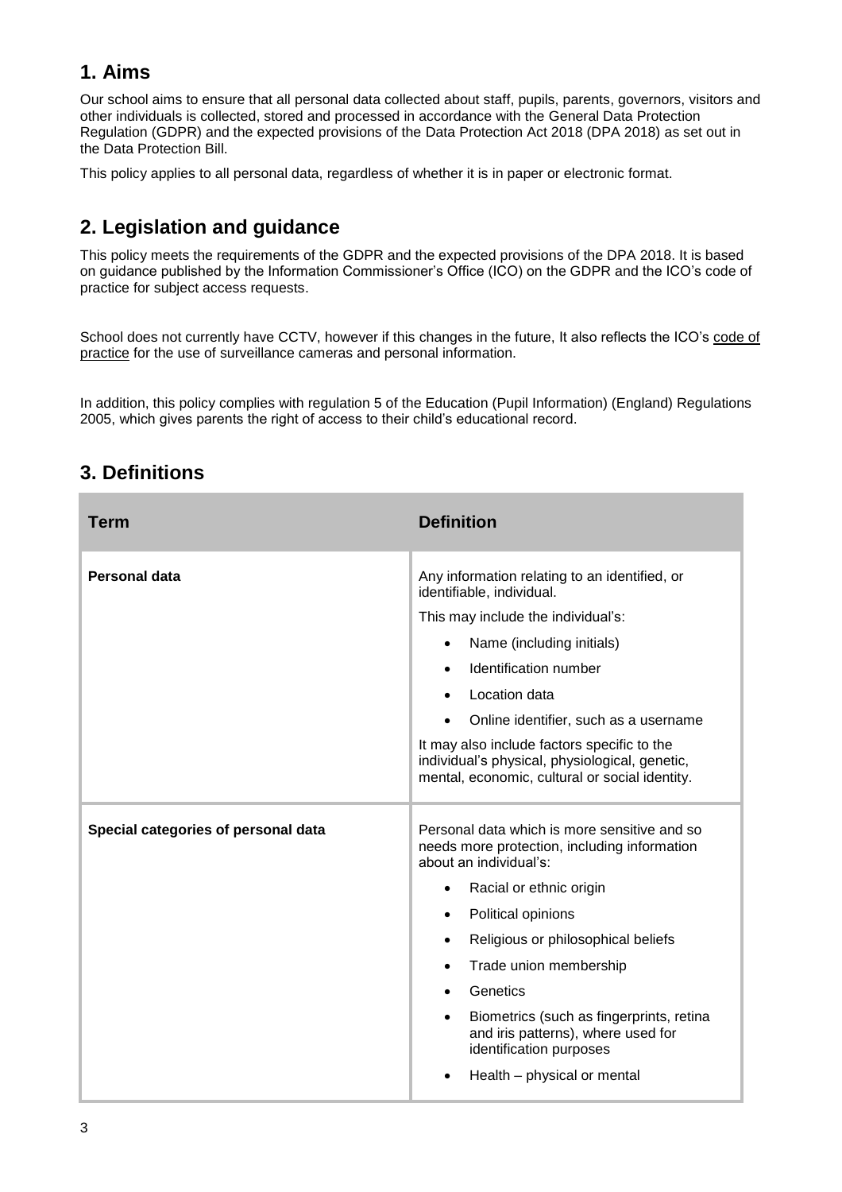## 1. Aims

Our school aims to ensure that all personal data collected about staff, pupils, parents, governors, visitors and other individuals is collected, stored and processed in accordance with the General Data Protection Regulation (GDPR) and the expected provisions of the Data Protection Act 2018 (DPA 2018) as set out in the Data Protection Bill.

This policy applies to all personal data, regardless of whether it is in paper or electronic format.

## 2. Legislation and guidance

This policy meets the requirements of the GDPR and the expected provisions of the DPA 2018. It is based on guidance published by the Information Commissioner's Office (ICO) on the GDPR and the ICO's code of practice for subject access requests.

School does not currently have CCTV, however if this changes in the future, It also reflects the ICO's code of practice for the use of surveillance cameras and personal information.

In addition, this policy complies with regulation 5 of the Education (Pupil Information) (England) Regulations 2005, which gives parents the right of access to their child's educational record.

## 3. Definitions

| Term | Definition |
| --- | --- |
| **Personal data** | Any information relating to an identified, or identifiable, individual.<br><br>This may include the individual's:<br><br>• Name (including initials)<br>• Identification number<br>• Location data<br>• Online identifier, such as a username<br><br>It may also include factors specific to the individual's physical, physiological, genetic, mental, economic, cultural or social identity. |
| **Special categories of personal data** | Personal data which is more sensitive and so needs more protection, including information about an individual's:<br><br>• Racial or ethnic origin<br>• Political opinions<br>• Religious or philosophical beliefs<br>• Trade union membership<br>• Genetics<br>• Biometrics (such as fingerprints, retina and iris patterns), where used for identification purposes<br>• Health – physical or mental |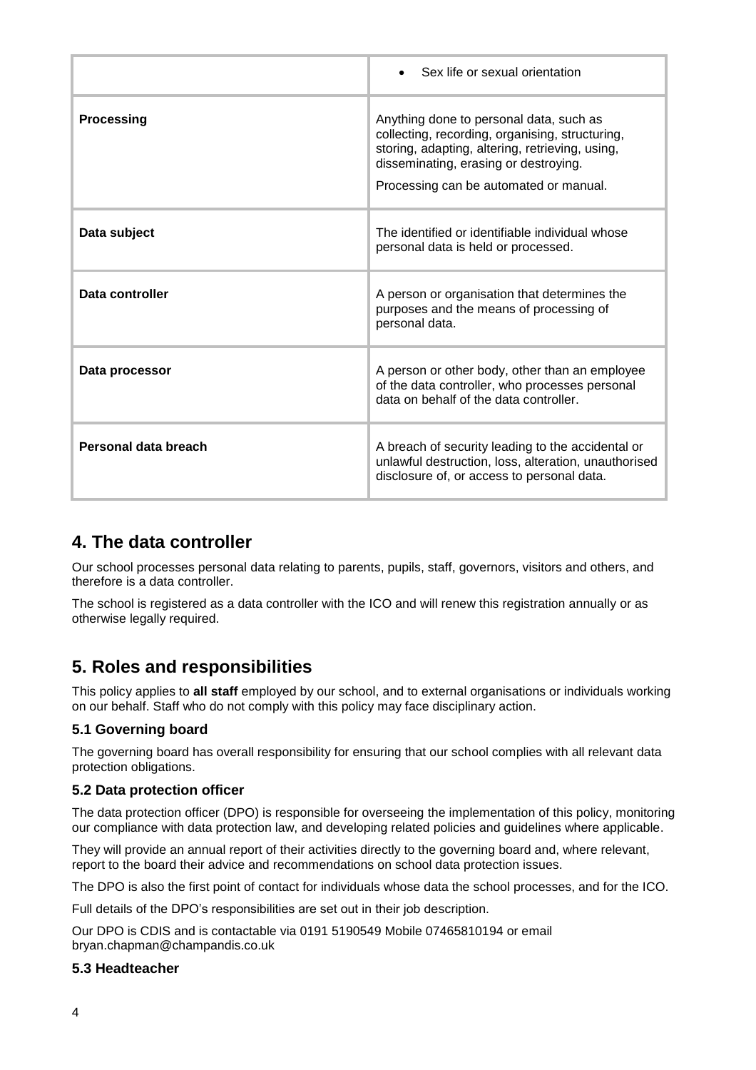| | |
|---|---|
| | • Sex life or sexual orientation |
| **Processing** | Anything done to personal data, such as collecting, recording, organising, structuring, storing, adapting, altering, retrieving, using, disseminating, erasing or destroying.<br><br>Processing can be automated or manual. |
| **Data subject** | The identified or identifiable individual whose personal data is held or processed. |
| **Data controller** | A person or organisation that determines the purposes and the means of processing of personal data. |
| **Data processor** | A person or other body, other than an employee of the data controller, who processes personal data on behalf of the data controller. |
| **Personal data breach** | A breach of security leading to the accidental or unlawful destruction, loss, alteration, unauthorised disclosure of, or access to personal data. |

## 4. The data controller

Our school processes personal data relating to parents, pupils, staff, governors, visitors and others, and therefore is a data controller.

The school is registered as a data controller with the ICO and will renew this registration annually or as otherwise legally required.

## 5. Roles and responsibilities

This policy applies to **all staff** employed by our school, and to external organisations or individuals working on our behalf. Staff who do not comply with this policy may face disciplinary action.

### 5.1 Governing board

The governing board has overall responsibility for ensuring that our school complies with all relevant data protection obligations.

### 5.2 Data protection officer

The data protection officer (DPO) is responsible for overseeing the implementation of this policy, monitoring our compliance with data protection law, and developing related policies and guidelines where applicable.

They will provide an annual report of their activities directly to the governing board and, where relevant, report to the board their advice and recommendations on school data protection issues.

The DPO is also the first point of contact for individuals whose data the school processes, and for the ICO.

Full details of the DPO's responsibilities are set out in their job description.

Our DPO is CDIS and is contactable via 0191 5190549 Mobile 07465810194 or email bryan.chapman@champandis.co.uk

### 5.3 Headteacher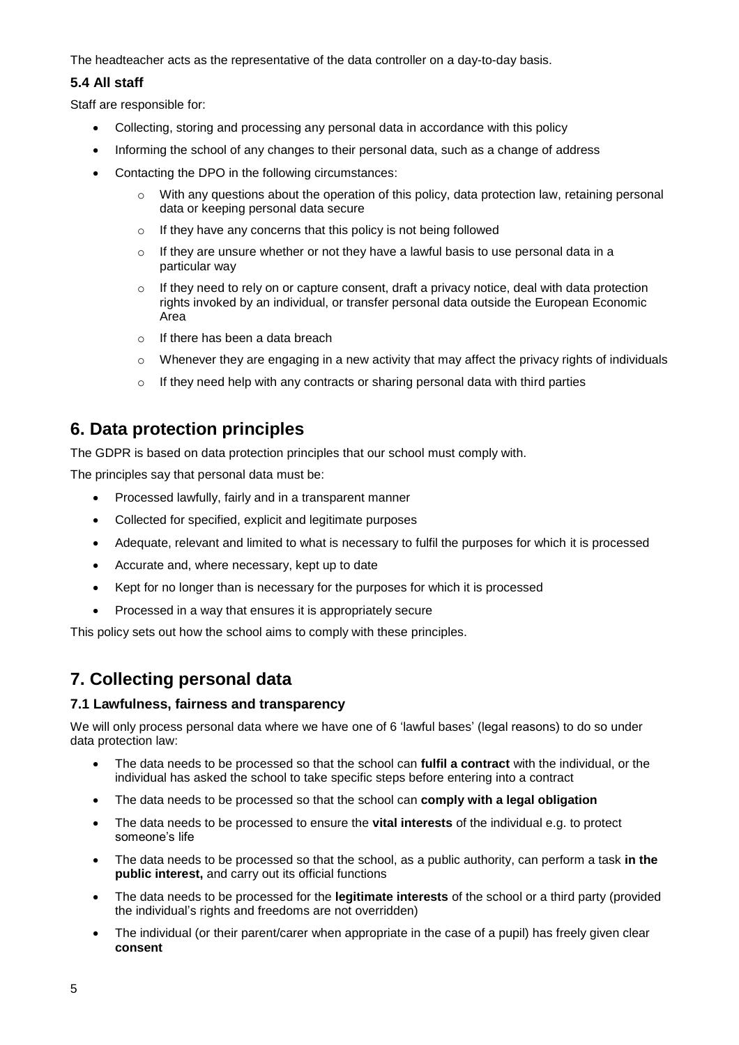The headteacher acts as the representative of the data controller on a day-to-day basis.

### 5.4 All staff

Staff are responsible for:

- Collecting, storing and processing any personal data in accordance with this policy
- Informing the school of any changes to their personal data, such as a change of address
- Contacting the DPO in the following circumstances:
  - With any questions about the operation of this policy, data protection law, retaining personal data or keeping personal data secure
  - If they have any concerns that this policy is not being followed
  - If they are unsure whether or not they have a lawful basis to use personal data in a particular way
  - If they need to rely on or capture consent, draft a privacy notice, deal with data protection rights invoked by an individual, or transfer personal data outside the European Economic Area
  - If there has been a data breach
  - Whenever they are engaging in a new activity that may affect the privacy rights of individuals
  - If they need help with any contracts or sharing personal data with third parties

## 6. Data protection principles

The GDPR is based on data protection principles that our school must comply with.

The principles say that personal data must be:

- Processed lawfully, fairly and in a transparent manner
- Collected for specified, explicit and legitimate purposes
- Adequate, relevant and limited to what is necessary to fulfil the purposes for which it is processed
- Accurate and, where necessary, kept up to date
- Kept for no longer than is necessary for the purposes for which it is processed
- Processed in a way that ensures it is appropriately secure

This policy sets out how the school aims to comply with these principles.

## 7. Collecting personal data

### 7.1 Lawfulness, fairness and transparency

We will only process personal data where we have one of 6 'lawful bases' (legal reasons) to do so under data protection law:

- The data needs to be processed so that the school can **fulfil a contract** with the individual, or the individual has asked the school to take specific steps before entering into a contract
- The data needs to be processed so that the school can **comply with a legal obligation**
- The data needs to be processed to ensure the **vital interests** of the individual e.g. to protect someone's life
- The data needs to be processed so that the school, as a public authority, can perform a task **in the public interest,** and carry out its official functions
- The data needs to be processed for the **legitimate interests** of the school or a third party (provided the individual's rights and freedoms are not overridden)
- The individual (or their parent/carer when appropriate in the case of a pupil) has freely given clear **consent**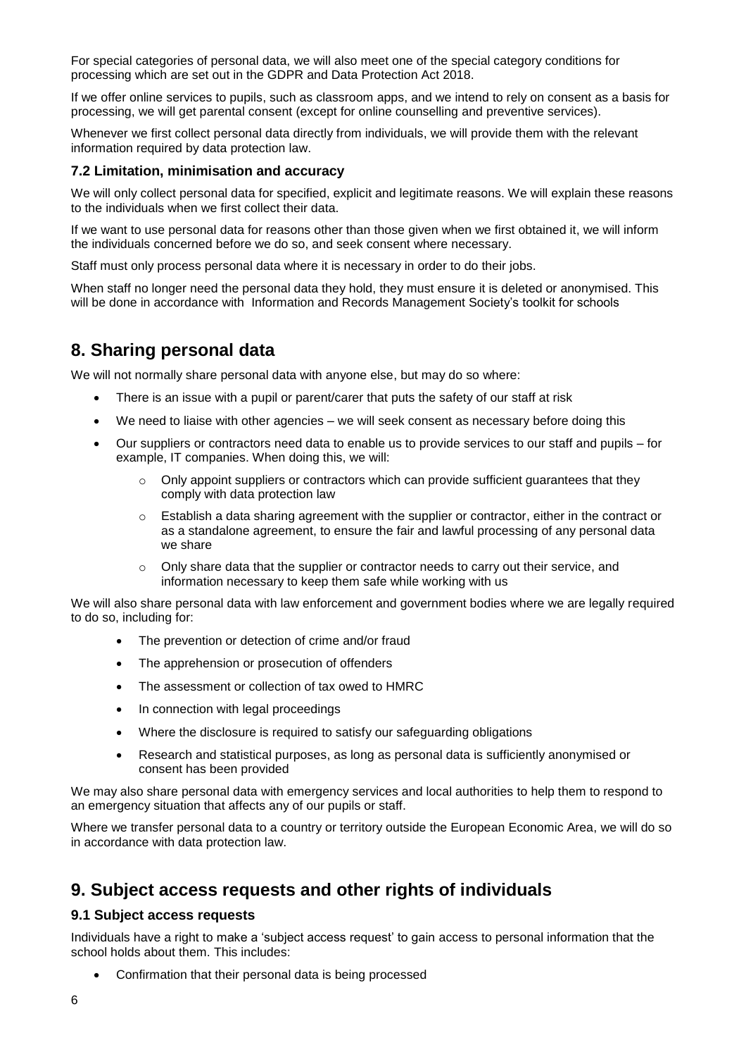For special categories of personal data, we will also meet one of the special category conditions for processing which are set out in the GDPR and Data Protection Act 2018.

If we offer online services to pupils, such as classroom apps, and we intend to rely on consent as a basis for processing, we will get parental consent (except for online counselling and preventive services).

Whenever we first collect personal data directly from individuals, we will provide them with the relevant information required by data protection law.

### 7.2 Limitation, minimisation and accuracy

We will only collect personal data for specified, explicit and legitimate reasons. We will explain these reasons to the individuals when we first collect their data.

If we want to use personal data for reasons other than those given when we first obtained it, we will inform the individuals concerned before we do so, and seek consent where necessary.

Staff must only process personal data where it is necessary in order to do their jobs.

When staff no longer need the personal data they hold, they must ensure it is deleted or anonymised. This will be done in accordance with Information and Records Management Society's toolkit for schools

## 8. Sharing personal data

We will not normally share personal data with anyone else, but may do so where:

- There is an issue with a pupil or parent/carer that puts the safety of our staff at risk
- We need to liaise with other agencies – we will seek consent as necessary before doing this
- Our suppliers or contractors need data to enable us to provide services to our staff and pupils – for example, IT companies. When doing this, we will:
    - Only appoint suppliers or contractors which can provide sufficient guarantees that they comply with data protection law
    - Establish a data sharing agreement with the supplier or contractor, either in the contract or as a standalone agreement, to ensure the fair and lawful processing of any personal data we share
    - Only share data that the supplier or contractor needs to carry out their service, and information necessary to keep them safe while working with us

We will also share personal data with law enforcement and government bodies where we are legally required to do so, including for:

- The prevention or detection of crime and/or fraud
- The apprehension or prosecution of offenders
- The assessment or collection of tax owed to HMRC
- In connection with legal proceedings
- Where the disclosure is required to satisfy our safeguarding obligations
- Research and statistical purposes, as long as personal data is sufficiently anonymised or consent has been provided

We may also share personal data with emergency services and local authorities to help them to respond to an emergency situation that affects any of our pupils or staff.

Where we transfer personal data to a country or territory outside the European Economic Area, we will do so in accordance with data protection law.

## 9. Subject access requests and other rights of individuals

### 9.1 Subject access requests

Individuals have a right to make a 'subject access request' to gain access to personal information that the school holds about them. This includes:

- Confirmation that their personal data is being processed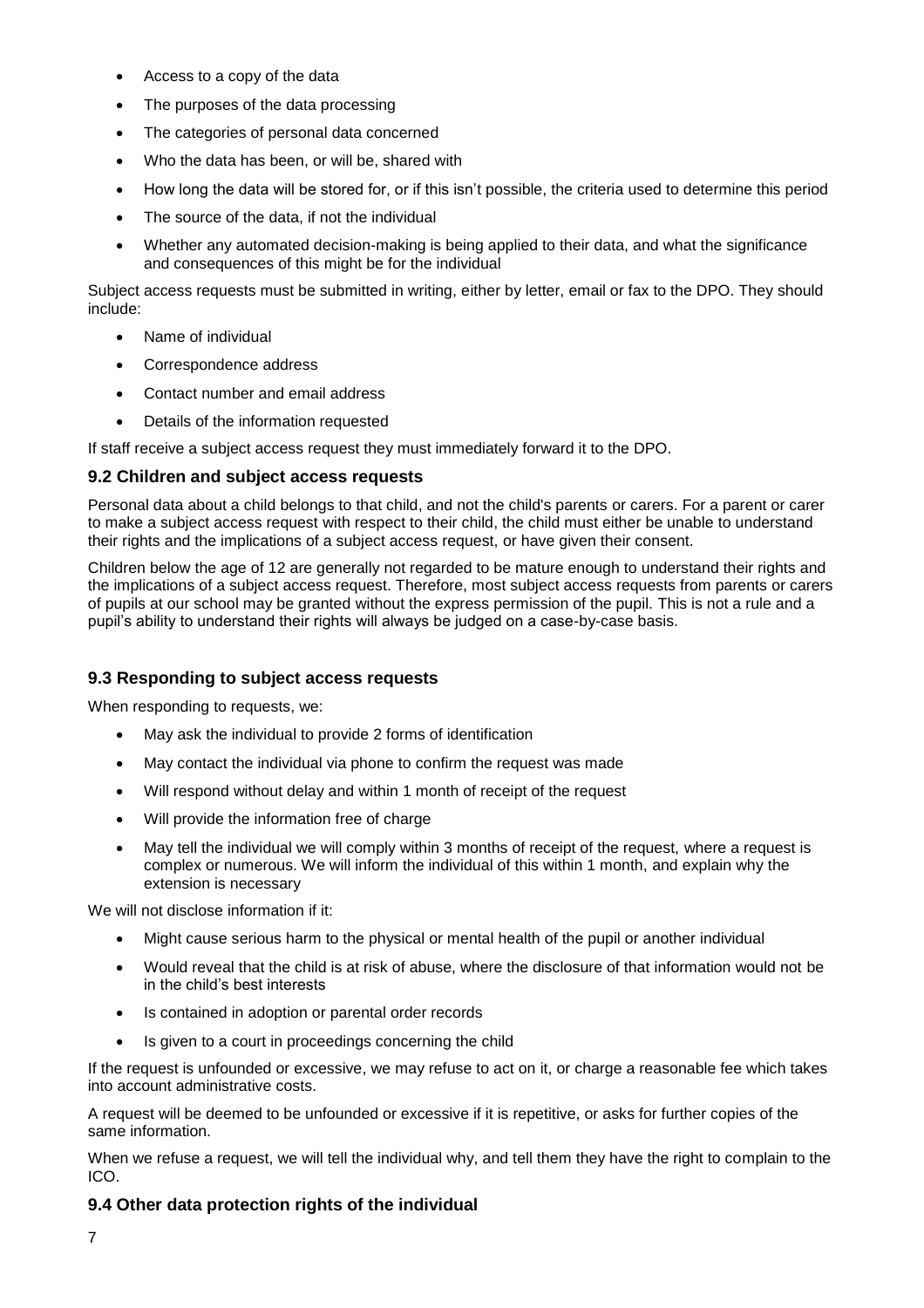- Access to a copy of the data
- The purposes of the data processing
- The categories of personal data concerned
- Who the data has been, or will be, shared with
- How long the data will be stored for, or if this isn't possible, the criteria used to determine this period
- The source of the data, if not the individual
- Whether any automated decision-making is being applied to their data, and what the significance and consequences of this might be for the individual

Subject access requests must be submitted in writing, either by letter, email or fax to the DPO. They should include:

- Name of individual
- Correspondence address
- Contact number and email address
- Details of the information requested

If staff receive a subject access request they must immediately forward it to the DPO.

### 9.2 Children and subject access requests

Personal data about a child belongs to that child, and not the child's parents or carers. For a parent or carer to make a subject access request with respect to their child, the child must either be unable to understand their rights and the implications of a subject access request, or have given their consent.

Children below the age of 12 are generally not regarded to be mature enough to understand their rights and the implications of a subject access request. Therefore, most subject access requests from parents or carers of pupils at our school may be granted without the express permission of the pupil. This is not a rule and a pupil's ability to understand their rights will always be judged on a case-by-case basis.

### 9.3 Responding to subject access requests

When responding to requests, we:

- May ask the individual to provide 2 forms of identification
- May contact the individual via phone to confirm the request was made
- Will respond without delay and within 1 month of receipt of the request
- Will provide the information free of charge
- May tell the individual we will comply within 3 months of receipt of the request, where a request is complex or numerous. We will inform the individual of this within 1 month, and explain why the extension is necessary

We will not disclose information if it:

- Might cause serious harm to the physical or mental health of the pupil or another individual
- Would reveal that the child is at risk of abuse, where the disclosure of that information would not be in the child's best interests
- Is contained in adoption or parental order records
- Is given to a court in proceedings concerning the child

If the request is unfounded or excessive, we may refuse to act on it, or charge a reasonable fee which takes into account administrative costs.

A request will be deemed to be unfounded or excessive if it is repetitive, or asks for further copies of the same information.

When we refuse a request, we will tell the individual why, and tell them they have the right to complain to the ICO.

### 9.4 Other data protection rights of the individual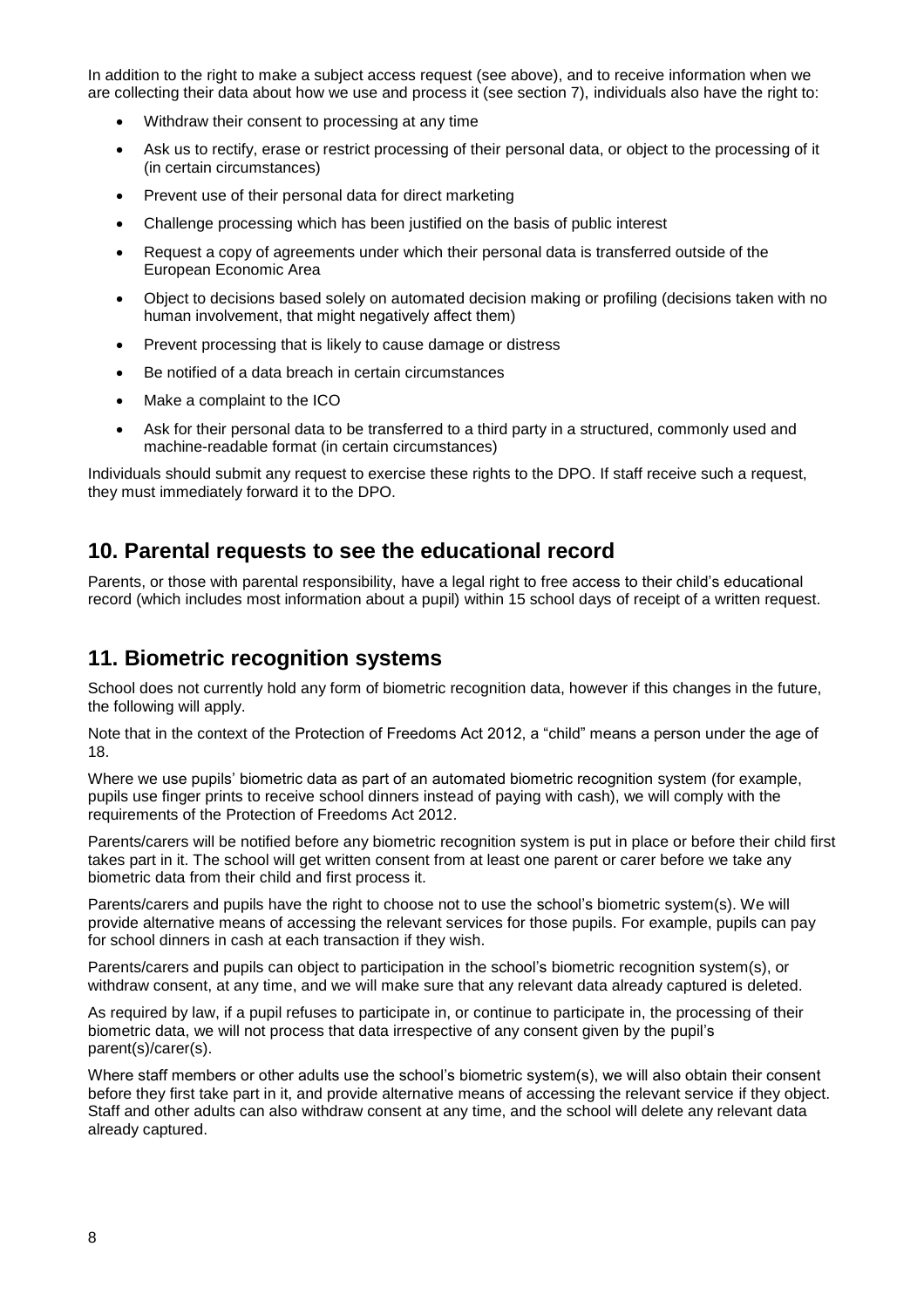In addition to the right to make a subject access request (see above), and to receive information when we are collecting their data about how we use and process it (see section 7), individuals also have the right to:

- Withdraw their consent to processing at any time
- Ask us to rectify, erase or restrict processing of their personal data, or object to the processing of it (in certain circumstances)
- Prevent use of their personal data for direct marketing
- Challenge processing which has been justified on the basis of public interest
- Request a copy of agreements under which their personal data is transferred outside of the European Economic Area
- Object to decisions based solely on automated decision making or profiling (decisions taken with no human involvement, that might negatively affect them)
- Prevent processing that is likely to cause damage or distress
- Be notified of a data breach in certain circumstances
- Make a complaint to the ICO
- Ask for their personal data to be transferred to a third party in a structured, commonly used and machine-readable format (in certain circumstances)

Individuals should submit any request to exercise these rights to the DPO. If staff receive such a request, they must immediately forward it to the DPO.

## 10. Parental requests to see the educational record

Parents, or those with parental responsibility, have a legal right to free access to their child's educational record (which includes most information about a pupil) within 15 school days of receipt of a written request.

## 11. Biometric recognition systems

School does not currently hold any form of biometric recognition data, however if this changes in the future, the following will apply.

Note that in the context of the Protection of Freedoms Act 2012, a "child" means a person under the age of 18.

Where we use pupils' biometric data as part of an automated biometric recognition system (for example, pupils use finger prints to receive school dinners instead of paying with cash), we will comply with the requirements of the Protection of Freedoms Act 2012.

Parents/carers will be notified before any biometric recognition system is put in place or before their child first takes part in it. The school will get written consent from at least one parent or carer before we take any biometric data from their child and first process it.

Parents/carers and pupils have the right to choose not to use the school's biometric system(s). We will provide alternative means of accessing the relevant services for those pupils. For example, pupils can pay for school dinners in cash at each transaction if they wish.

Parents/carers and pupils can object to participation in the school's biometric recognition system(s), or withdraw consent, at any time, and we will make sure that any relevant data already captured is deleted.

As required by law, if a pupil refuses to participate in, or continue to participate in, the processing of their biometric data, we will not process that data irrespective of any consent given by the pupil's parent(s)/carer(s).

Where staff members or other adults use the school's biometric system(s), we will also obtain their consent before they first take part in it, and provide alternative means of accessing the relevant service if they object. Staff and other adults can also withdraw consent at any time, and the school will delete any relevant data already captured.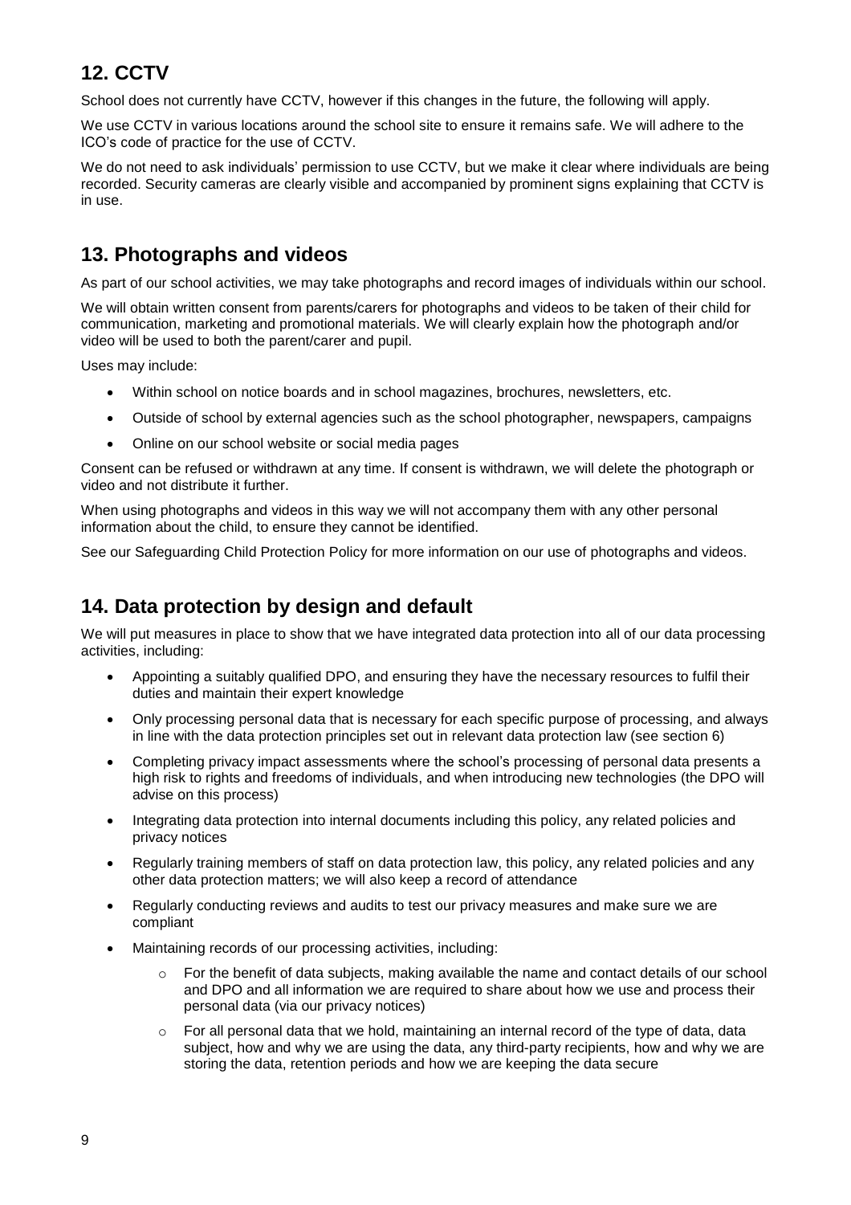## 12. CCTV

School does not currently have CCTV, however if this changes in the future, the following will apply.

We use CCTV in various locations around the school site to ensure it remains safe. We will adhere to the ICO's code of practice for the use of CCTV.

We do not need to ask individuals' permission to use CCTV, but we make it clear where individuals are being recorded. Security cameras are clearly visible and accompanied by prominent signs explaining that CCTV is in use.

## 13. Photographs and videos

As part of our school activities, we may take photographs and record images of individuals within our school.

We will obtain written consent from parents/carers for photographs and videos to be taken of their child for communication, marketing and promotional materials. We will clearly explain how the photograph and/or video will be used to both the parent/carer and pupil.

Uses may include:

- Within school on notice boards and in school magazines, brochures, newsletters, etc.
- Outside of school by external agencies such as the school photographer, newspapers, campaigns
- Online on our school website or social media pages

Consent can be refused or withdrawn at any time. If consent is withdrawn, we will delete the photograph or video and not distribute it further.

When using photographs and videos in this way we will not accompany them with any other personal information about the child, to ensure they cannot be identified.

See our Safeguarding Child Protection Policy for more information on our use of photographs and videos.

## 14. Data protection by design and default

We will put measures in place to show that we have integrated data protection into all of our data processing activities, including:

- Appointing a suitably qualified DPO, and ensuring they have the necessary resources to fulfil their duties and maintain their expert knowledge
- Only processing personal data that is necessary for each specific purpose of processing, and always in line with the data protection principles set out in relevant data protection law (see section 6)
- Completing privacy impact assessments where the school's processing of personal data presents a high risk to rights and freedoms of individuals, and when introducing new technologies (the DPO will advise on this process)
- Integrating data protection into internal documents including this policy, any related policies and privacy notices
- Regularly training members of staff on data protection law, this policy, any related policies and any other data protection matters; we will also keep a record of attendance
- Regularly conducting reviews and audits to test our privacy measures and make sure we are compliant
- Maintaining records of our processing activities, including:
    - For the benefit of data subjects, making available the name and contact details of our school and DPO and all information we are required to share about how we use and process their personal data (via our privacy notices)
    - For all personal data that we hold, maintaining an internal record of the type of data, data subject, how and why we are using the data, any third-party recipients, how and why we are storing the data, retention periods and how we are keeping the data secure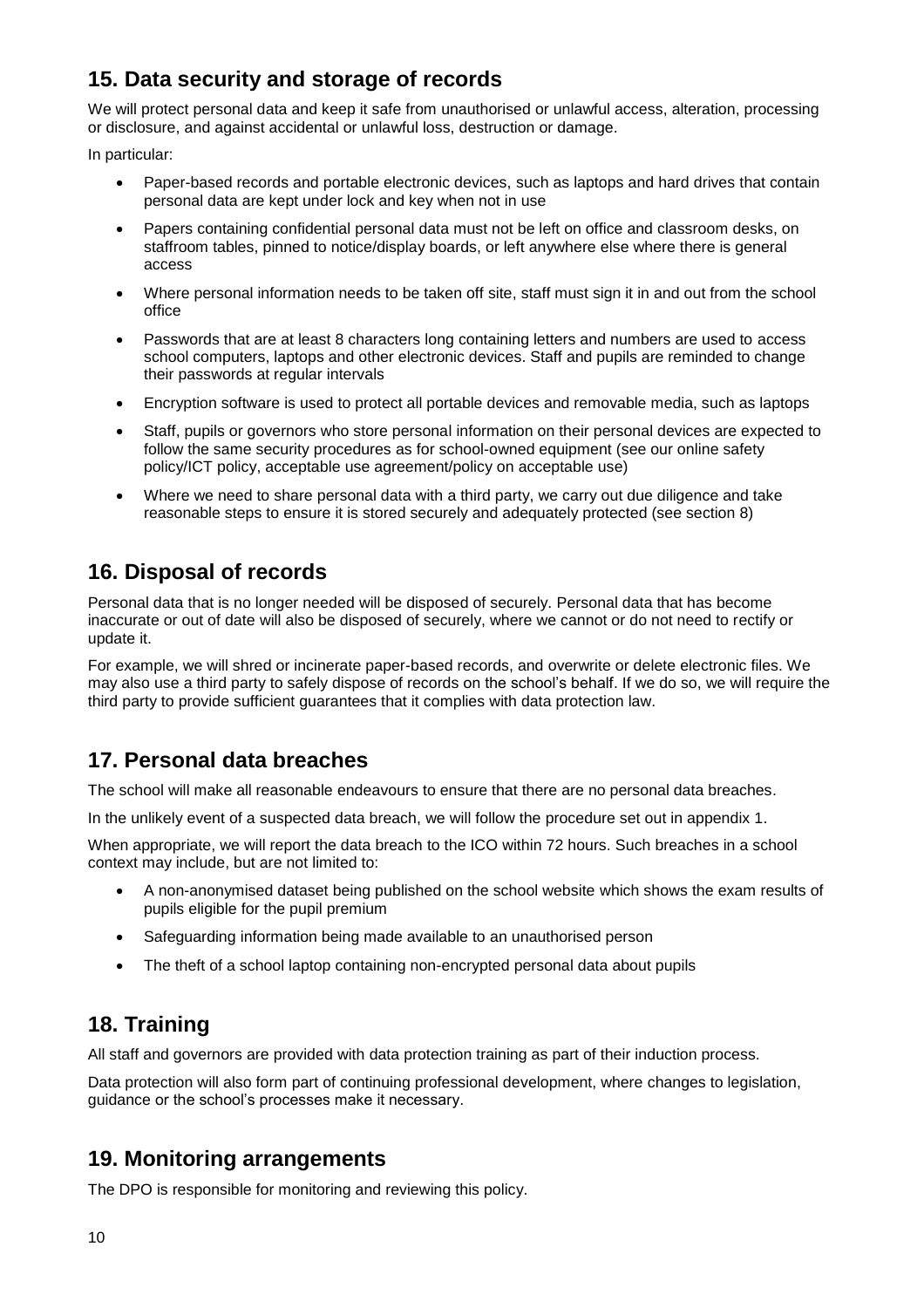## 15. Data security and storage of records

We will protect personal data and keep it safe from unauthorised or unlawful access, alteration, processing or disclosure, and against accidental or unlawful loss, destruction or damage.

In particular:

- Paper-based records and portable electronic devices, such as laptops and hard drives that contain personal data are kept under lock and key when not in use
- Papers containing confidential personal data must not be left on office and classroom desks, on staffroom tables, pinned to notice/display boards, or left anywhere else where there is general access
- Where personal information needs to be taken off site, staff must sign it in and out from the school office
- Passwords that are at least 8 characters long containing letters and numbers are used to access school computers, laptops and other electronic devices. Staff and pupils are reminded to change their passwords at regular intervals
- Encryption software is used to protect all portable devices and removable media, such as laptops
- Staff, pupils or governors who store personal information on their personal devices are expected to follow the same security procedures as for school-owned equipment (see our online safety policy/ICT policy, acceptable use agreement/policy on acceptable use)
- Where we need to share personal data with a third party, we carry out due diligence and take reasonable steps to ensure it is stored securely and adequately protected (see section 8)

## 16. Disposal of records

Personal data that is no longer needed will be disposed of securely. Personal data that has become inaccurate or out of date will also be disposed of securely, where we cannot or do not need to rectify or update it.

For example, we will shred or incinerate paper-based records, and overwrite or delete electronic files. We may also use a third party to safely dispose of records on the school's behalf. If we do so, we will require the third party to provide sufficient guarantees that it complies with data protection law.

## 17. Personal data breaches

The school will make all reasonable endeavours to ensure that there are no personal data breaches.

In the unlikely event of a suspected data breach, we will follow the procedure set out in appendix 1.

When appropriate, we will report the data breach to the ICO within 72 hours. Such breaches in a school context may include, but are not limited to:

- A non-anonymised dataset being published on the school website which shows the exam results of pupils eligible for the pupil premium
- Safeguarding information being made available to an unauthorised person
- The theft of a school laptop containing non-encrypted personal data about pupils

## 18. Training

All staff and governors are provided with data protection training as part of their induction process.

Data protection will also form part of continuing professional development, where changes to legislation, guidance or the school's processes make it necessary.

## 19. Monitoring arrangements

The DPO is responsible for monitoring and reviewing this policy.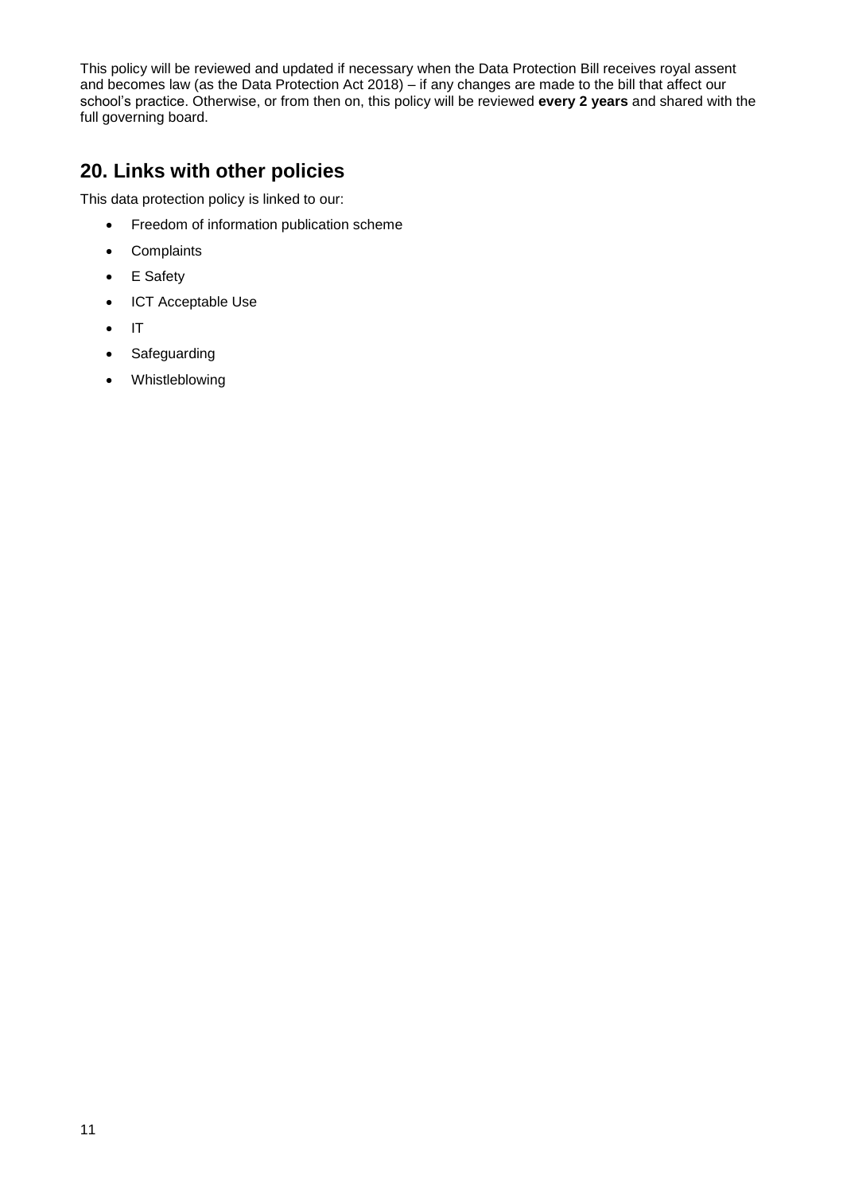This policy will be reviewed and updated if necessary when the Data Protection Bill receives royal assent and becomes law (as the Data Protection Act 2018) – if any changes are made to the bill that affect our school's practice. Otherwise, or from then on, this policy will be reviewed **every 2 years** and shared with the full governing board.

## 20. Links with other policies

This data protection policy is linked to our:

- Freedom of information publication scheme
- Complaints
- E Safety
- ICT Acceptable Use
- IT
- Safeguarding
- Whistleblowing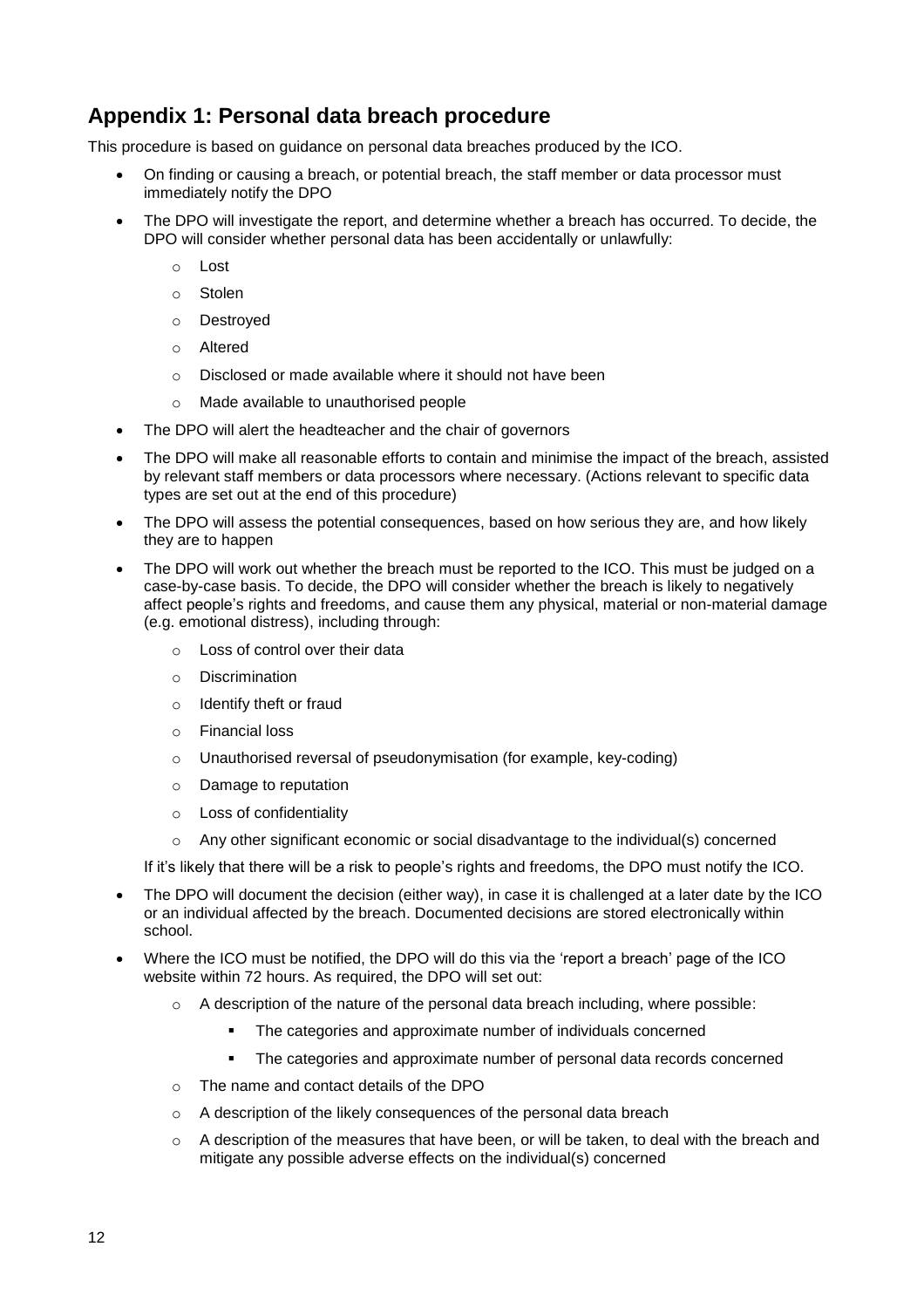## Appendix 1: Personal data breach procedure

This procedure is based on guidance on personal data breaches produced by the ICO.

- On finding or causing a breach, or potential breach, the staff member or data processor must immediately notify the DPO
- The DPO will investigate the report, and determine whether a breach has occurred. To decide, the DPO will consider whether personal data has been accidentally or unlawfully:
    - Lost
    - Stolen
    - Destroyed
    - Altered
    - Disclosed or made available where it should not have been
    - Made available to unauthorised people
- The DPO will alert the headteacher and the chair of governors
- The DPO will make all reasonable efforts to contain and minimise the impact of the breach, assisted by relevant staff members or data processors where necessary. (Actions relevant to specific data types are set out at the end of this procedure)
- The DPO will assess the potential consequences, based on how serious they are, and how likely they are to happen
- The DPO will work out whether the breach must be reported to the ICO. This must be judged on a case-by-case basis. To decide, the DPO will consider whether the breach is likely to negatively affect people's rights and freedoms, and cause them any physical, material or non-material damage (e.g. emotional distress), including through:
    - Loss of control over their data
    - Discrimination
    - Identify theft or fraud
    - Financial loss
    - Unauthorised reversal of pseudonymisation (for example, key-coding)
    - Damage to reputation
    - Loss of confidentiality
    - Any other significant economic or social disadvantage to the individual(s) concerned

  If it's likely that there will be a risk to people's rights and freedoms, the DPO must notify the ICO.
- The DPO will document the decision (either way), in case it is challenged at a later date by the ICO or an individual affected by the breach. Documented decisions are stored electronically within school.
- Where the ICO must be notified, the DPO will do this via the 'report a breach' page of the ICO website within 72 hours. As required, the DPO will set out:
    - A description of the nature of the personal data breach including, where possible:
        - The categories and approximate number of individuals concerned
        - The categories and approximate number of personal data records concerned
    - The name and contact details of the DPO
    - A description of the likely consequences of the personal data breach
    - A description of the measures that have been, or will be taken, to deal with the breach and mitigate any possible adverse effects on the individual(s) concerned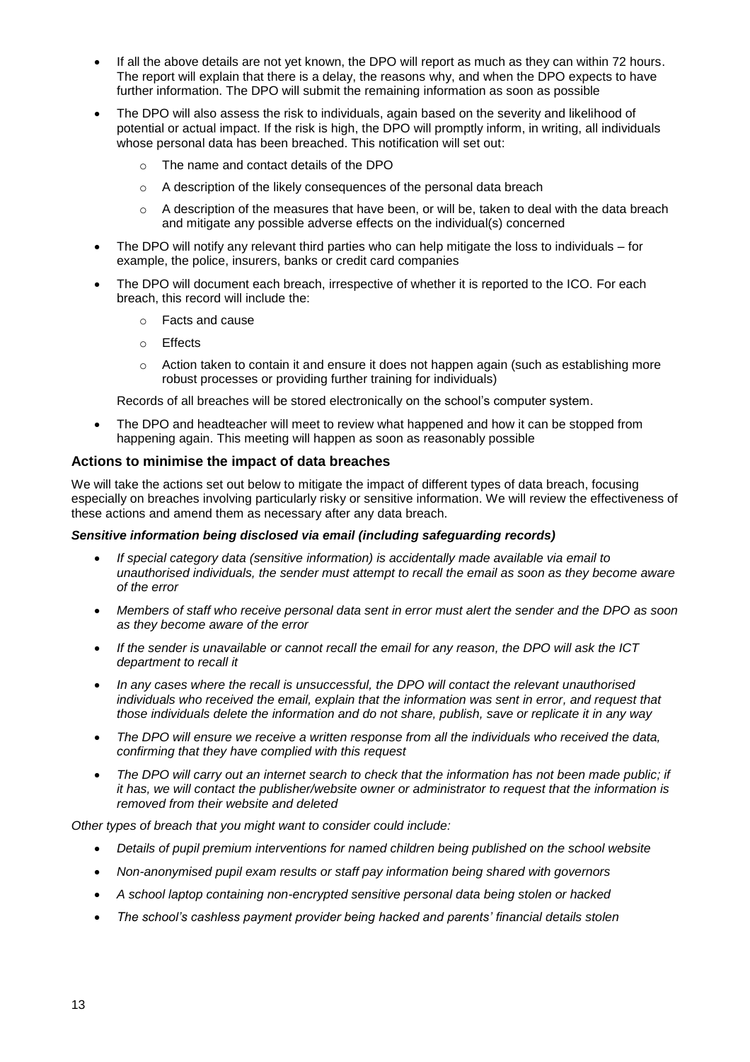- If all the above details are not yet known, the DPO will report as much as they can within 72 hours. The report will explain that there is a delay, the reasons why, and when the DPO expects to have further information. The DPO will submit the remaining information as soon as possible
- The DPO will also assess the risk to individuals, again based on the severity and likelihood of potential or actual impact. If the risk is high, the DPO will promptly inform, in writing, all individuals whose personal data has been breached. This notification will set out:
  - The name and contact details of the DPO
  - A description of the likely consequences of the personal data breach
  - A description of the measures that have been, or will be, taken to deal with the data breach and mitigate any possible adverse effects on the individual(s) concerned
- The DPO will notify any relevant third parties who can help mitigate the loss to individuals – for example, the police, insurers, banks or credit card companies
- The DPO will document each breach, irrespective of whether it is reported to the ICO. For each breach, this record will include the:
  - Facts and cause
  - Effects
  - Action taken to contain it and ensure it does not happen again (such as establishing more robust processes or providing further training for individuals)

  Records of all breaches will be stored electronically on the school's computer system.
- The DPO and headteacher will meet to review what happened and how it can be stopped from happening again. This meeting will happen as soon as reasonably possible

### Actions to minimise the impact of data breaches

We will take the actions set out below to mitigate the impact of different types of data breach, focusing especially on breaches involving particularly risky or sensitive information. We will review the effectiveness of these actions and amend them as necessary after any data breach.

***Sensitive information being disclosed via email (including safeguarding records)***

- *If special category data (sensitive information) is accidentally made available via email to unauthorised individuals, the sender must attempt to recall the email as soon as they become aware of the error*
- *Members of staff who receive personal data sent in error must alert the sender and the DPO as soon as they become aware of the error*
- *If the sender is unavailable or cannot recall the email for any reason, the DPO will ask the ICT department to recall it*
- *In any cases where the recall is unsuccessful, the DPO will contact the relevant unauthorised individuals who received the email, explain that the information was sent in error, and request that those individuals delete the information and do not share, publish, save or replicate it in any way*
- *The DPO will ensure we receive a written response from all the individuals who received the data, confirming that they have complied with this request*
- *The DPO will carry out an internet search to check that the information has not been made public; if it has, we will contact the publisher/website owner or administrator to request that the information is removed from their website and deleted*

*Other types of breach that you might want to consider could include:*

- *Details of pupil premium interventions for named children being published on the school website*
- *Non-anonymised pupil exam results or staff pay information being shared with governors*
- *A school laptop containing non-encrypted sensitive personal data being stolen or hacked*
- *The school's cashless payment provider being hacked and parents' financial details stolen*